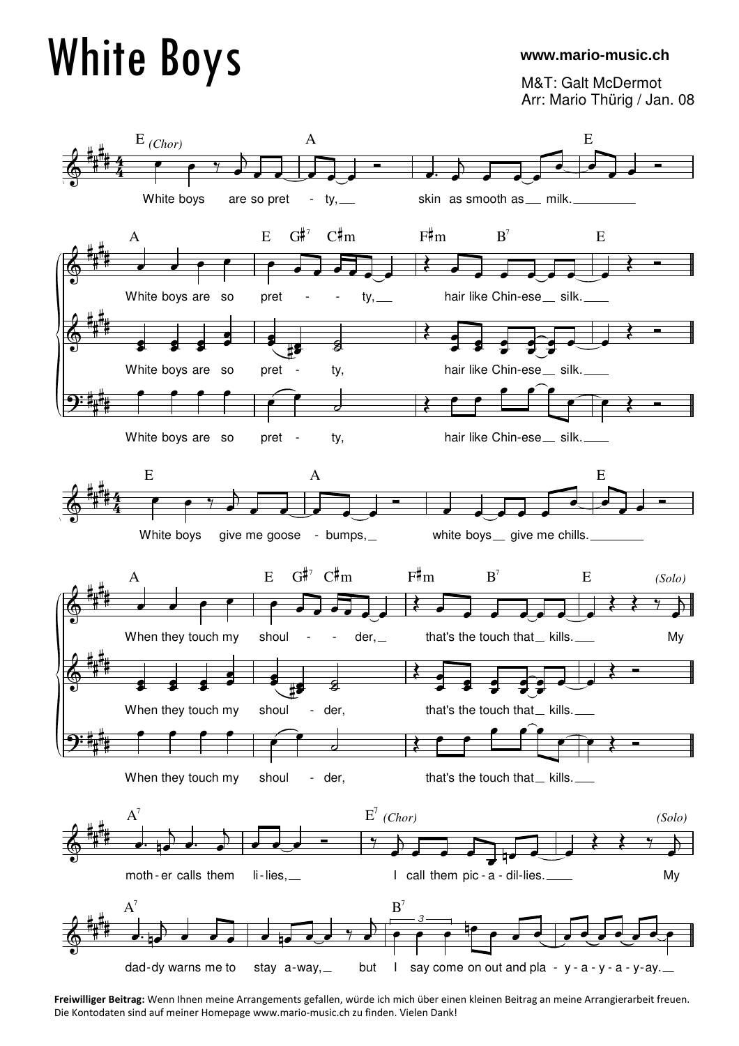# White Boys

www.mario-music.ch

M&T: Galt McDermot
Arr: Mario Thürig / Jan. 08

E *(Chor)* A E

White boys are so pret - ty, skin as smooth as milk.

A E G♯7 C♯m F♯m B7 E

White boys are so pret - - ty, hair like Chin-ese silk.

White boys are so pret - ty, hair like Chin-ese silk.

White boys are so pret - ty, hair like Chin-ese silk.

E A E

White boys give me goose - bumps, white boys give me chills.

A E G♯7 C♯m F♯m B7 E *(Solo)*

When they touch my shoul - - der, that's the touch that kills. My

When they touch my shoul - der, that's the touch that kills.

When they touch my shoul - der, that's the touch that kills.

A7 E7 *(Chor)* *(Solo)*

moth - er calls them li - lies, I call them pic - a - dil-lies. My

A7 B7

dad-dy warns me to stay a-way, but I say come on out and pla - y - a - y - a - y-ay.

**Freiwilliger Beitrag:** Wenn Ihnen meine Arrangements gefallen, würde ich mich über einen kleinen Beitrag an meine Arrangierarbeit freuen. Die Kontodaten sind auf meiner Homepage www.mario-music.ch zu finden. Vielen Dank!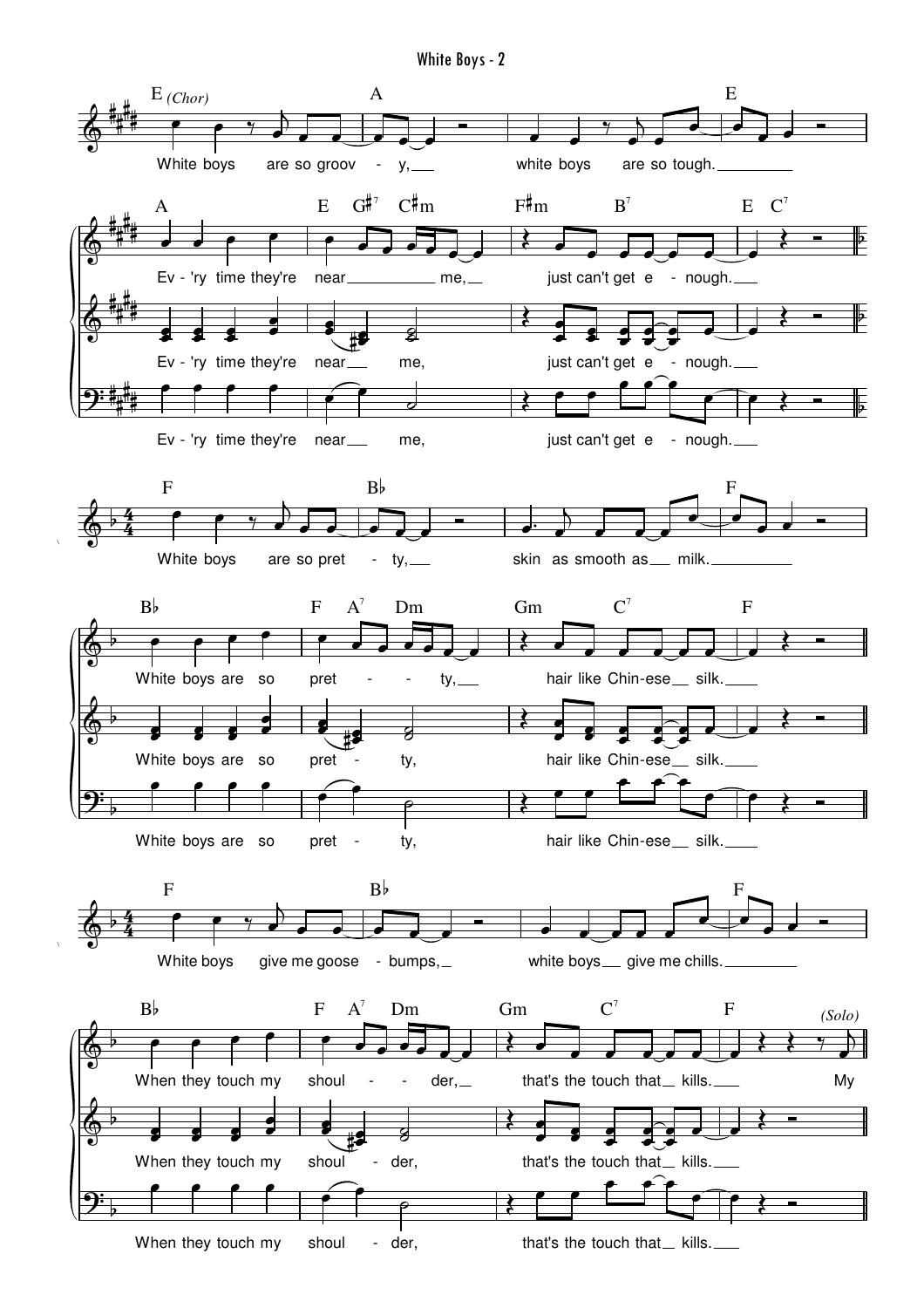E *(Chor)* A E

White boys are so groov - y, white boys are so tough.

A E G♯7 C♯m F♯m B7 E C7

Ev - 'ry time they're near me, just can't get e - nough.

Ev - 'ry time they're near me, just can't get e - nough.

Ev - 'ry time they're near me, just can't get e - nough.

4/4

F B♭ F

White boys are so pret - ty, skin as smooth as milk.

B♭ F A7 Dm Gm C7 F

White boys are so pret - ty, hair like Chin-ese silk.

White boys are so pret - ty, hair like Chin-ese silk.

White boys are so pret - ty, hair like Chin-ese silk.

4/4

F B♭ F

White boys give me goose - bumps, white boys give me chills.

B♭ F A7 Dm Gm C7 F *(Solo)*

When they touch my shoul - der, that's the touch that kills. My

When they touch my shoul - der, that's the touch that kills.

When they touch my shoul - der, that's the touch that kills.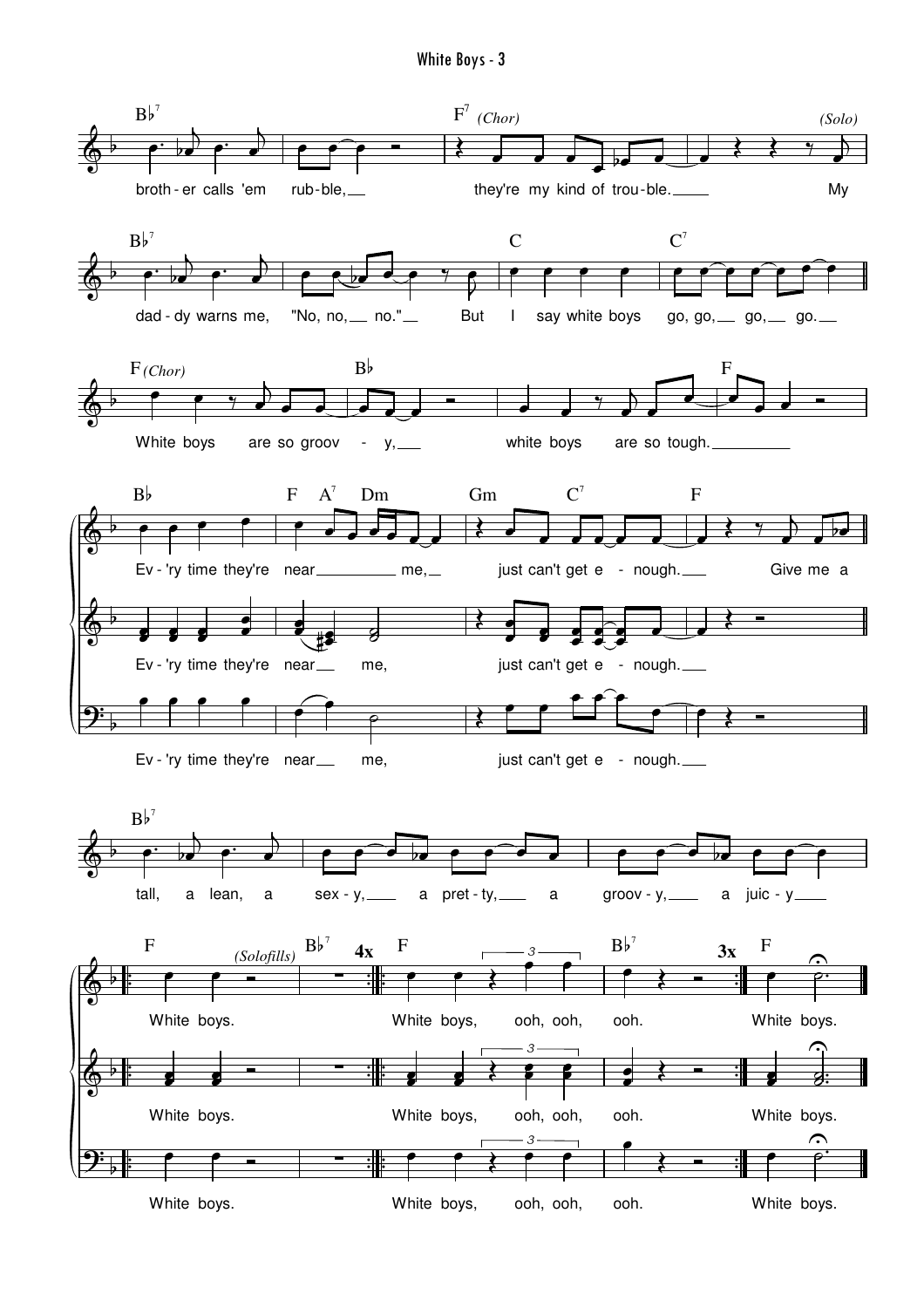B♭7 | F7 *(Chor)* | *(Solo)*

broth - er calls 'em rub - ble, they're my kind of trou - ble. My

B♭7 | C | C7

dad - dy warns me, "No, no, no." But I say white boys go, go, go, go.

F *(Chor)* | B♭ | F

White boys are so groov - y, white boys are so tough.

B♭ | F A7 Dm | Gm C7 | F

Ev - 'ry time they're near me, just can't get e - nough. Give me a

Ev - 'ry time they're near me, just can't get e - nough.

Ev - 'ry time they're near me, just can't get e - nough.

B♭7

tall, a lean, a sex - y, a pret - ty, a groov - y, a juic - y

F *(Solofills)* | B♭7 **4x** | F | B♭7 **3x** | F

White boys. White boys, ooh, ooh, ooh. White boys.

White boys. White boys, ooh, ooh, ooh. White boys.

White boys. White boys, ooh, ooh, ooh. White boys.